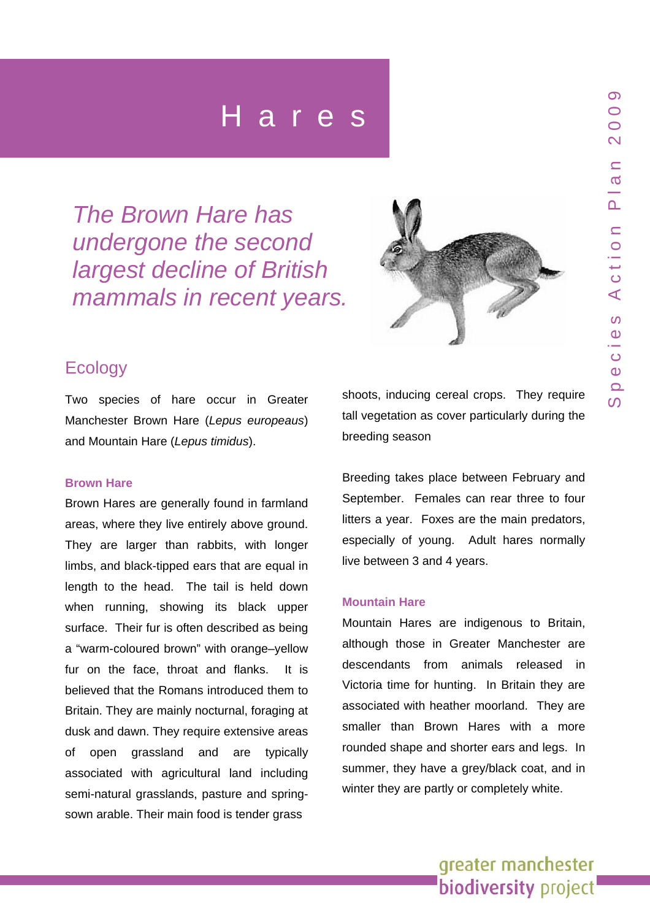# Hares

*The Brown Hare has undergone the second largest decline of British mammals in recent years.*

## Ecology

Two species of hare occur in Greater Manchester Brown Hare (*Lepus europeaus*) and Mountain Hare (*Lepus timidus*).

### Brown Hare

Brown Hares are generally found in farmland areas, where they live entirely above ground. They are larger than rabbits, with longer limbs, and black-tipped ears that are equal in length to the head. The tail is held down when running, showing its black upper surface. Their fur is often described as being a "warm-coloured brown" with orange–yellow fur on the face, throat and flanks. It is believed that the Romans introduced them to Britain. They are mainly nocturnal, foraging at dusk and dawn. They require extensive areas of open grassland and are typically associated with agricultural land including semi-natural grasslands, pasture and spring-sown arable. Their main food is tender grass shoots, inducing cereal crops. They require tall vegetation as cover particularly during the breeding season

Breeding takes place between February and September. Females can rear three to four litters a year. Foxes are the main predators, especially of young. Adult hares normally live between 3 and 4 years.

### Mountain Hare

Mountain Hares are indigenous to Britain, although those in Greater Manchester are descendants from animals released in Victoria time for hunting. In Britain they are associated with heather moorland. They are smaller than Brown Hares with a more rounded shape and shorter ears and legs. In summer, they have a grey/black coat, and in winter they are partly or completely white.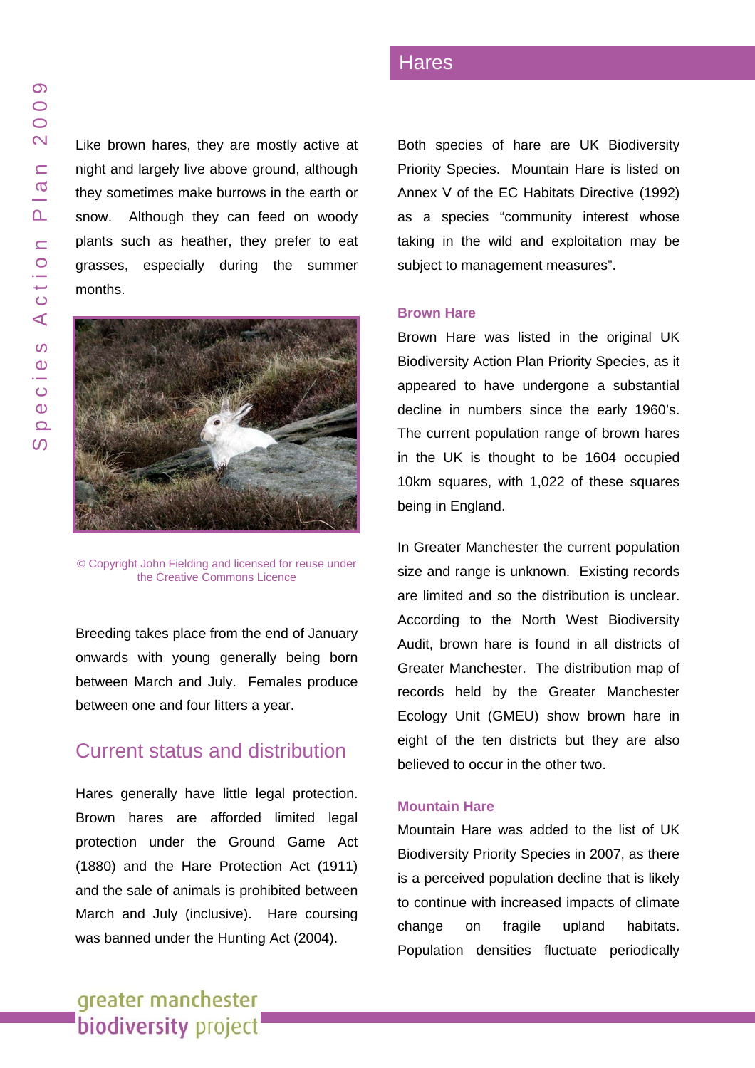Like brown hares, they are mostly active at night and largely live above ground, although they sometimes make burrows in the earth or snow. Although they can feed on woody plants such as heather, they prefer to eat grasses, especially during the summer months.

© Copyright John Fielding and licensed for reuse under the Creative Commons Licence

Breeding takes place from the end of January onwards with young generally being born between March and July. Females produce between one and four litters a year.

## Current status and distribution

Hares generally have little legal protection. Brown hares are afforded limited legal protection under the Ground Game Act (1880) and the Hare Protection Act (1911) and the sale of animals is prohibited between March and July (inclusive). Hare coursing was banned under the Hunting Act (2004).

Both species of hare are UK Biodiversity Priority Species. Mountain Hare is listed on Annex V of the EC Habitats Directive (1992) as a species "community interest whose taking in the wild and exploitation may be subject to management measures".

### Brown Hare

Brown Hare was listed in the original UK Biodiversity Action Plan Priority Species, as it appeared to have undergone a substantial decline in numbers since the early 1960's. The current population range of brown hares in the UK is thought to be 1604 occupied 10km squares, with 1,022 of these squares being in England.

In Greater Manchester the current population size and range is unknown. Existing records are limited and so the distribution is unclear. According to the North West Biodiversity Audit, brown hare is found in all districts of Greater Manchester. The distribution map of records held by the Greater Manchester Ecology Unit (GMEU) show brown hare in eight of the ten districts but they are also believed to occur in the other two.

### Mountain Hare

Mountain Hare was added to the list of UK Biodiversity Priority Species in 2007, as there is a perceived population decline that is likely to continue with increased impacts of climate change on fragile upland habitats. Population densities fluctuate periodically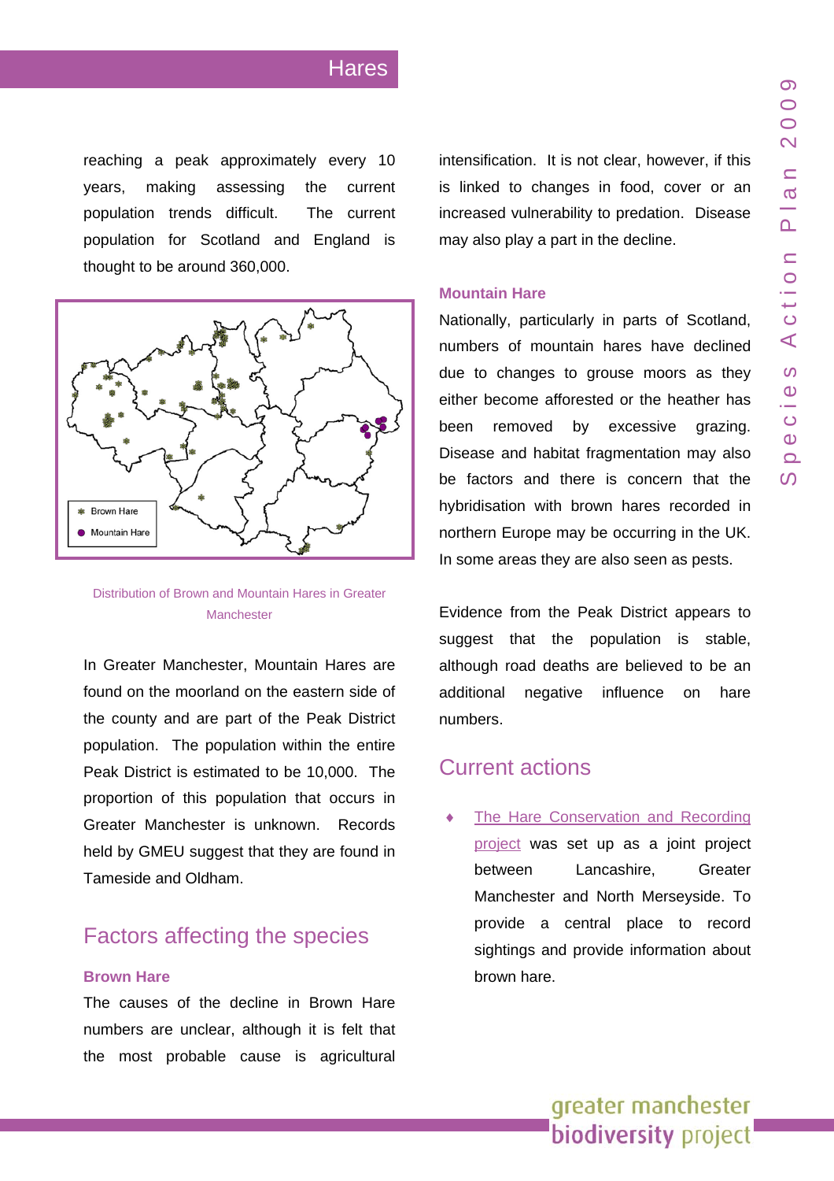reaching a peak approximately every 10 years, making assessing the current population trends difficult. The current population for Scotland and England is thought to be around 360,000.

Distribution of Brown and Mountain Hares in Greater Manchester

In Greater Manchester, Mountain Hares are found on the moorland on the eastern side of the county and are part of the Peak District population. The population within the entire Peak District is estimated to be 10,000. The proportion of this population that occurs in Greater Manchester is unknown. Records held by GMEU suggest that they are found in Tameside and Oldham.

## Factors affecting the species

### Brown Hare

The causes of the decline in Brown Hare numbers are unclear, although it is felt that the most probable cause is agricultural intensification. It is not clear, however, if this is linked to changes in food, cover or an increased vulnerability to predation. Disease may also play a part in the decline.

### Mountain Hare

Nationally, particularly in parts of Scotland, numbers of mountain hares have declined due to changes to grouse moors as they either become afforested or the heather has been removed by excessive grazing. Disease and habitat fragmentation may also be factors and there is concern that the hybridisation with brown hares recorded in northern Europe may be occurring in the UK. In some areas they are also seen as pests.

Evidence from the Peak District appears to suggest that the population is stable, although road deaths are believed to be an additional negative influence on hare numbers.

## Current actions

- The Hare Conservation and Recording project was set up as a joint project between Lancashire, Greater Manchester and North Merseyside. To provide a central place to record sightings and provide information about brown hare.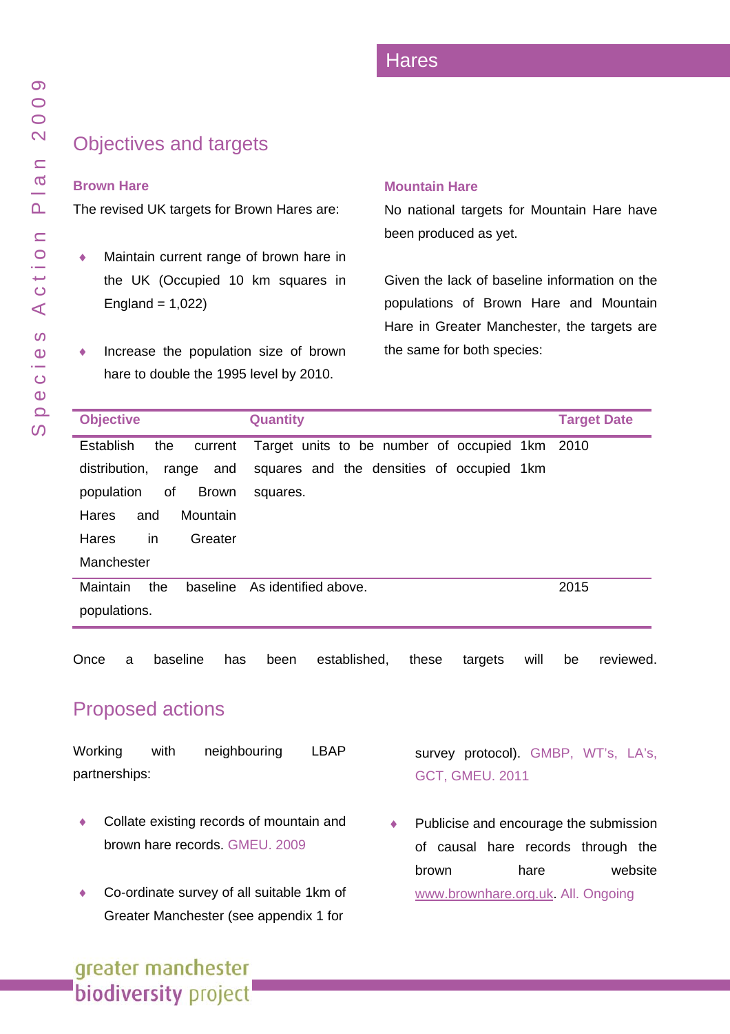## Objectives and targets

### Brown Hare

The revised UK targets for Brown Hares are:

- Maintain current range of brown hare in the UK (Occupied 10 km squares in England = 1,022)
- Increase the population size of brown hare to double the 1995 level by 2010.

### Mountain Hare

No national targets for Mountain Hare have been produced as yet.

Given the lack of baseline information on the populations of Brown Hare and Mountain Hare in Greater Manchester, the targets are the same for both species:

| Objective | Quantity | Target Date |
|---|---|---|
| Establish the current distribution, range and population of Brown Hares and Mountain Hares in Greater Manchester | Target units to be number of occupied 1km squares and the densities of occupied 1km squares. | 2010 |
| Maintain the baseline populations. | As identified above. | 2015 |

Once a baseline has been established, these targets will be reviewed.

## Proposed actions

Working with neighbouring LBAP partnerships:

- Collate existing records of mountain and brown hare records. GMEU. 2009
- Co-ordinate survey of all suitable 1km of Greater Manchester (see appendix 1 for survey protocol). GMBP, WT's, LA's, GCT, GMEU. 2011
- Publicise and encourage the submission of causal hare records through the brown hare website www.brownhare.org.uk. All. Ongoing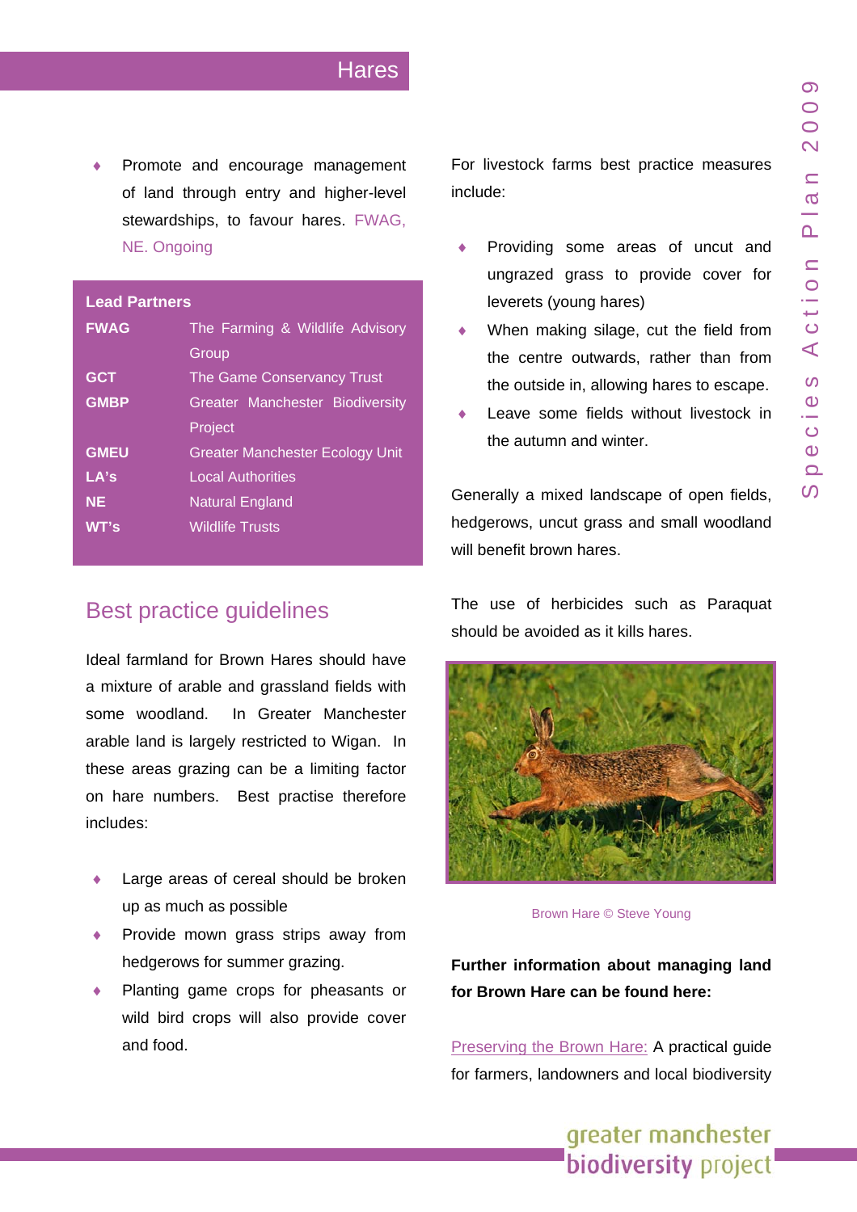- Promote and encourage management of land through entry and higher-level stewardships, to favour hares. FWAG, NE. Ongoing

**Lead Partners**

| | |
|---|---|
| **FWAG** | The Farming & Wildlife Advisory Group |
| **GCT** | The Game Conservancy Trust |
| **GMBP** | Greater Manchester Biodiversity Project |
| **GMEU** | Greater Manchester Ecology Unit |
| **LA's** | Local Authorities |
| **NE** | Natural England |
| **WT's** | Wildlife Trusts |

## Best practice guidelines

Ideal farmland for Brown Hares should have a mixture of arable and grassland fields with some woodland. In Greater Manchester arable land is largely restricted to Wigan. In these areas grazing can be a limiting factor on hare numbers. Best practise therefore includes:

- Large areas of cereal should be broken up as much as possible
- Provide mown grass strips away from hedgerows for summer grazing.
- Planting game crops for pheasants or wild bird crops will also provide cover and food.

For livestock farms best practice measures include:

- Providing some areas of uncut and ungrazed grass to provide cover for leverets (young hares)
- When making silage, cut the field from the centre outwards, rather than from the outside in, allowing hares to escape.
- Leave some fields without livestock in the autumn and winter.

Generally a mixed landscape of open fields, hedgerows, uncut grass and small woodland will benefit brown hares.

The use of herbicides such as Paraquat should be avoided as it kills hares.

Brown Hare © Steve Young

**Further information about managing land for Brown Hare can be found here:**

Preserving the Brown Hare: A practical guide for farmers, landowners and local biodiversity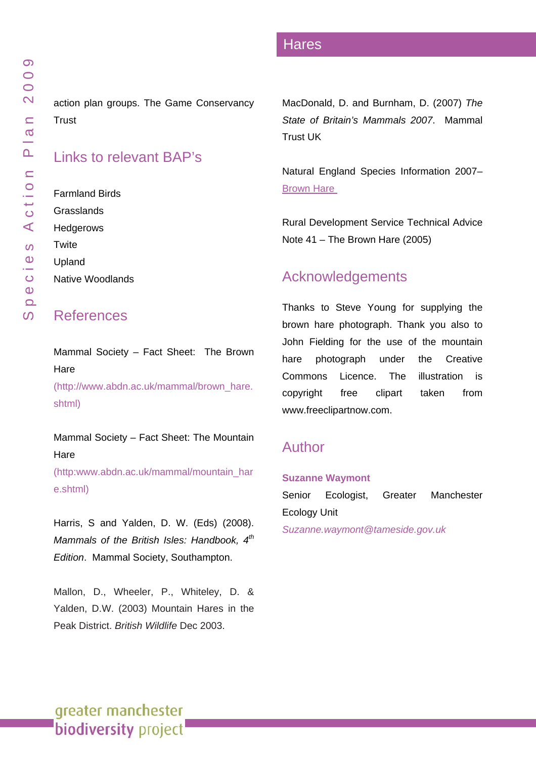action plan groups. The Game Conservancy Trust

## Links to relevant BAP's

Farmland Birds
Grasslands
Hedgerows
Twite
Upland
Native Woodlands

## References

Mammal Society – Fact Sheet: The Brown Hare (http://www.abdn.ac.uk/mammal/brown_hare.shtml)

Mammal Society – Fact Sheet: The Mountain Hare (http:www.abdn.ac.uk/mammal/mountain_hare.shtml)

Harris, S and Yalden, D. W. (Eds) (2008). *Mammals of the British Isles: Handbook, 4th Edition*. Mammal Society, Southampton.

Mallon, D., Wheeler, P., Whiteley, D. & Yalden, D.W. (2003) Mountain Hares in the Peak District. *British Wildlife* Dec 2003.

MacDonald, D. and Burnham, D. (2007) *The State of Britain's Mammals 2007*. Mammal Trust UK

Natural England Species Information 2007– Brown Hare

Rural Development Service Technical Advice Note 41 – The Brown Hare (2005)

## Acknowledgements

Thanks to Steve Young for supplying the brown hare photograph. Thank you also to John Fielding for the use of the mountain hare photograph under the Creative Commons Licence. The illustration is copyright free clipart taken from www.freeclipartnow.com.

## Author

**Suzanne Waymont**
Senior Ecologist, Greater Manchester Ecology Unit
*Suzanne.waymont@tameside.gov.uk*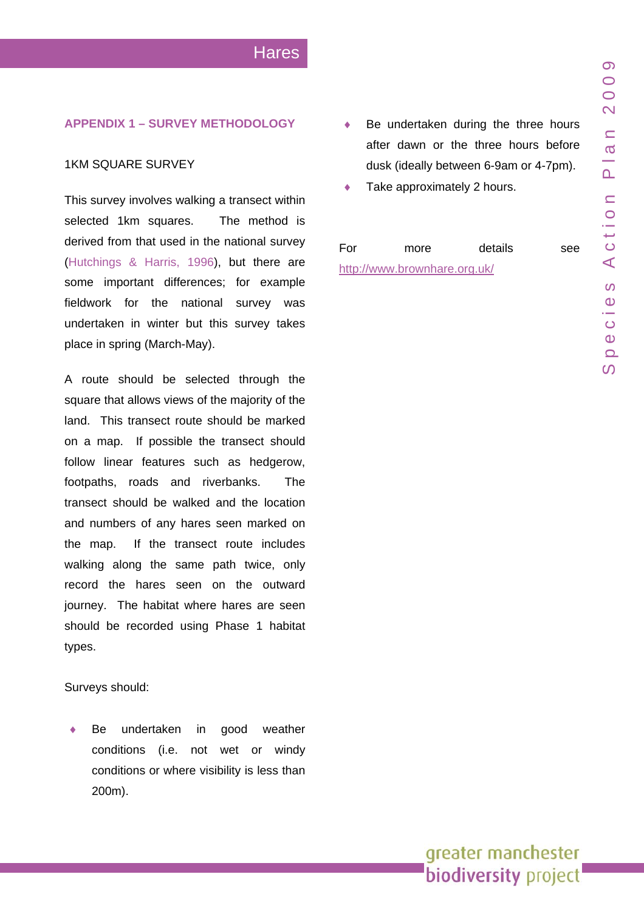## APPENDIX 1 – SURVEY METHODOLOGY

1KM SQUARE SURVEY

This survey involves walking a transect within selected 1km squares. The method is derived from that used in the national survey (Hutchings & Harris, 1996), but there are some important differences; for example fieldwork for the national survey was undertaken in winter but this survey takes place in spring (March-May).

A route should be selected through the square that allows views of the majority of the land. This transect route should be marked on a map. If possible the transect should follow linear features such as hedgerow, footpaths, roads and riverbanks. The transect should be walked and the location and numbers of any hares seen marked on the map. If the transect route includes walking along the same path twice, only record the hares seen on the outward journey. The habitat where hares are seen should be recorded using Phase 1 habitat types.

Surveys should:

- Be undertaken in good weather conditions (i.e. not wet or windy conditions or where visibility is less than 200m).
- Be undertaken during the three hours after dawn or the three hours before dusk (ideally between 6-9am or 4-7pm).
- Take approximately 2 hours.

For more details see http://www.brownhare.org.uk/